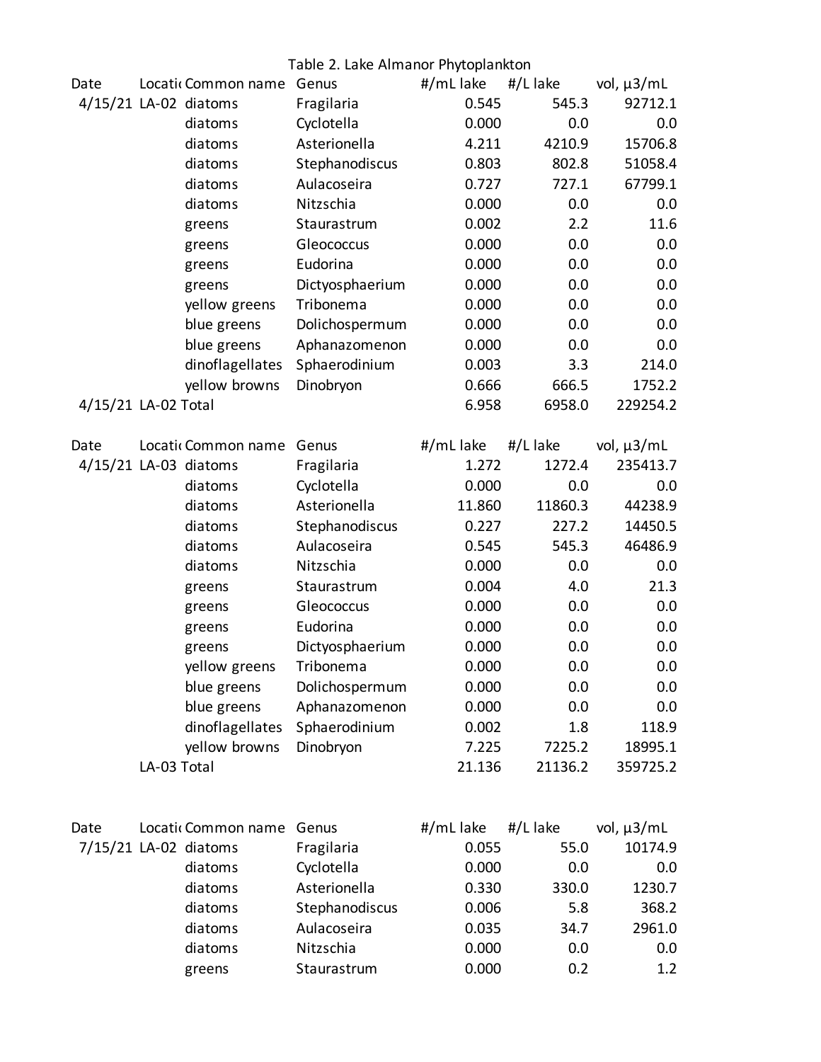Table 2. Lake Almanor Phytoplankton

| Date | Locatio | Common name | Genus | #/mL lake | #/L lake | vol, µ3/mL |
|---|---|---|---|---|---|---|
| 4/15/21 | LA-02 | diatoms | Fragilaria | 0.545 | 545.3 | 92712.1 |
| | | diatoms | Cyclotella | 0.000 | 0.0 | 0.0 |
| | | diatoms | Asterionella | 4.211 | 4210.9 | 15706.8 |
| | | diatoms | Stephanodiscus | 0.803 | 802.8 | 51058.4 |
| | | diatoms | Aulacoseira | 0.727 | 727.1 | 67799.1 |
| | | diatoms | Nitzschia | 0.000 | 0.0 | 0.0 |
| | | greens | Staurastrum | 0.002 | 2.2 | 11.6 |
| | | greens | Gleococcus | 0.000 | 0.0 | 0.0 |
| | | greens | Eudorina | 0.000 | 0.0 | 0.0 |
| | | greens | Dictyosphaerium | 0.000 | 0.0 | 0.0 |
| | | yellow greens | Tribonema | 0.000 | 0.0 | 0.0 |
| | | blue greens | Dolichospermum | 0.000 | 0.0 | 0.0 |
| | | blue greens | Aphanazomenon | 0.000 | 0.0 | 0.0 |
| | | dinoflagellates | Sphaerodinium | 0.003 | 3.3 | 214.0 |
| | | yellow browns | Dinobryon | 0.666 | 666.5 | 1752.2 |
| 4/15/21 | LA-02 Total | | | 6.958 | 6958.0 | 229254.2 |

| Date | Locatio | Common name | Genus | #/mL lake | #/L lake | vol, µ3/mL |
|---|---|---|---|---|---|---|
| 4/15/21 | LA-03 | diatoms | Fragilaria | 1.272 | 1272.4 | 235413.7 |
| | | diatoms | Cyclotella | 0.000 | 0.0 | 0.0 |
| | | diatoms | Asterionella | 11.860 | 11860.3 | 44238.9 |
| | | diatoms | Stephanodiscus | 0.227 | 227.2 | 14450.5 |
| | | diatoms | Aulacoseira | 0.545 | 545.3 | 46486.9 |
| | | diatoms | Nitzschia | 0.000 | 0.0 | 0.0 |
| | | greens | Staurastrum | 0.004 | 4.0 | 21.3 |
| | | greens | Gleococcus | 0.000 | 0.0 | 0.0 |
| | | greens | Eudorina | 0.000 | 0.0 | 0.0 |
| | | greens | Dictyosphaerium | 0.000 | 0.0 | 0.0 |
| | | yellow greens | Tribonema | 0.000 | 0.0 | 0.0 |
| | | blue greens | Dolichospermum | 0.000 | 0.0 | 0.0 |
| | | blue greens | Aphanazomenon | 0.000 | 0.0 | 0.0 |
| | | dinoflagellates | Sphaerodinium | 0.002 | 1.8 | 118.9 |
| | | yellow browns | Dinobryon | 7.225 | 7225.2 | 18995.1 |
| | LA-03 Total | | | 21.136 | 21136.2 | 359725.2 |

| Date | Locatio | Common name | Genus | #/mL lake | #/L lake | vol, µ3/mL |
|---|---|---|---|---|---|---|
| 7/15/21 | LA-02 | diatoms | Fragilaria | 0.055 | 55.0 | 10174.9 |
| | | diatoms | Cyclotella | 0.000 | 0.0 | 0.0 |
| | | diatoms | Asterionella | 0.330 | 330.0 | 1230.7 |
| | | diatoms | Stephanodiscus | 0.006 | 5.8 | 368.2 |
| | | diatoms | Aulacoseira | 0.035 | 34.7 | 2961.0 |
| | | diatoms | Nitzschia | 0.000 | 0.0 | 0.0 |
| | | greens | Staurastrum | 0.000 | 0.2 | 1.2 |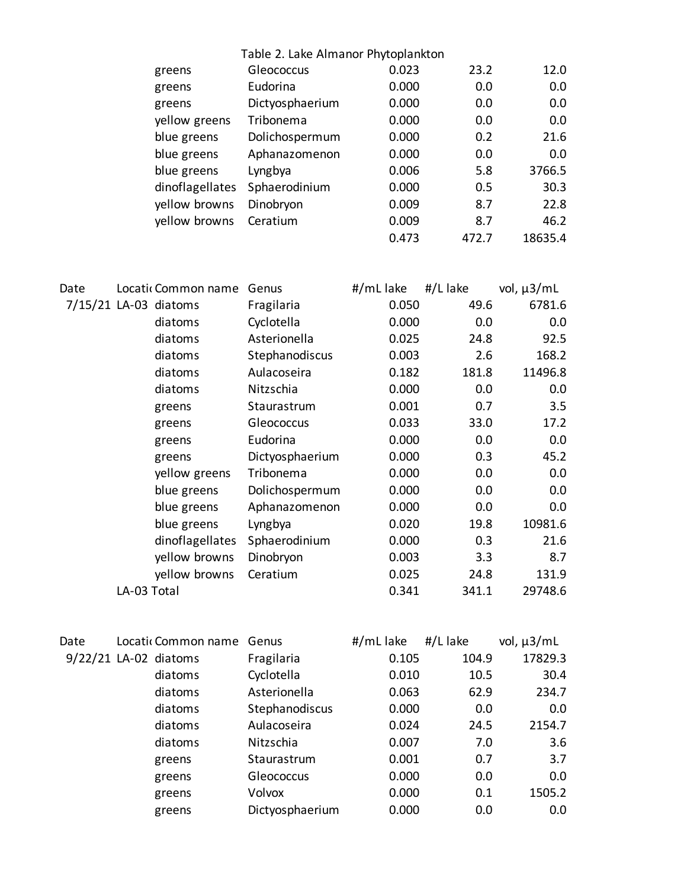Table 2. Lake Almanor Phytoplankton

| | | Common name | Genus | #/mL lake | #/L lake | vol, µ3/mL |
|---|---|---|---|---|---|---|
| | | greens | Gleococcus | 0.023 | 23.2 | 12.0 |
| | | greens | Eudorina | 0.000 | 0.0 | 0.0 |
| | | greens | Dictyosphaerium | 0.000 | 0.0 | 0.0 |
| | | yellow greens | Tribonema | 0.000 | 0.0 | 0.0 |
| | | blue greens | Dolichospermum | 0.000 | 0.2 | 21.6 |
| | | blue greens | Aphanazomenon | 0.000 | 0.0 | 0.0 |
| | | blue greens | Lyngbya | 0.006 | 5.8 | 3766.5 |
| | | dinoflagellates | Sphaerodinium | 0.000 | 0.5 | 30.3 |
| | | yellow browns | Dinobryon | 0.009 | 8.7 | 22.8 |
| | | yellow browns | Ceratium | 0.009 | 8.7 | 46.2 |
| | | | | 0.473 | 472.7 | 18635.4 |

| Date | Locati | Common name | Genus | #/mL lake | #/L lake | vol, µ3/mL |
|---|---|---|---|---|---|---|
| 7/15/21 | LA-03 | diatoms | Fragilaria | 0.050 | 49.6 | 6781.6 |
| | | diatoms | Cyclotella | 0.000 | 0.0 | 0.0 |
| | | diatoms | Asterionella | 0.025 | 24.8 | 92.5 |
| | | diatoms | Stephanodiscus | 0.003 | 2.6 | 168.2 |
| | | diatoms | Aulacoseira | 0.182 | 181.8 | 11496.8 |
| | | diatoms | Nitzschia | 0.000 | 0.0 | 0.0 |
| | | greens | Staurastrum | 0.001 | 0.7 | 3.5 |
| | | greens | Gleococcus | 0.033 | 33.0 | 17.2 |
| | | greens | Eudorina | 0.000 | 0.0 | 0.0 |
| | | greens | Dictyosphaerium | 0.000 | 0.3 | 45.2 |
| | | yellow greens | Tribonema | 0.000 | 0.0 | 0.0 |
| | | blue greens | Dolichospermum | 0.000 | 0.0 | 0.0 |
| | | blue greens | Aphanazomenon | 0.000 | 0.0 | 0.0 |
| | | blue greens | Lyngbya | 0.020 | 19.8 | 10981.6 |
| | | dinoflagellates | Sphaerodinium | 0.000 | 0.3 | 21.6 |
| | | yellow browns | Dinobryon | 0.003 | 3.3 | 8.7 |
| | | yellow browns | Ceratium | 0.025 | 24.8 | 131.9 |
| | LA-03 Total | | | 0.341 | 341.1 | 29748.6 |

| Date | Locati | Common name | Genus | #/mL lake | #/L lake | vol, µ3/mL |
|---|---|---|---|---|---|---|
| 9/22/21 | LA-02 | diatoms | Fragilaria | 0.105 | 104.9 | 17829.3 |
| | | diatoms | Cyclotella | 0.010 | 10.5 | 30.4 |
| | | diatoms | Asterionella | 0.063 | 62.9 | 234.7 |
| | | diatoms | Stephanodiscus | 0.000 | 0.0 | 0.0 |
| | | diatoms | Aulacoseira | 0.024 | 24.5 | 2154.7 |
| | | diatoms | Nitzschia | 0.007 | 7.0 | 3.6 |
| | | greens | Staurastrum | 0.001 | 0.7 | 3.7 |
| | | greens | Gleococcus | 0.000 | 0.0 | 0.0 |
| | | greens | Volvox | 0.000 | 0.1 | 1505.2 |
| | | greens | Dictyosphaerium | 0.000 | 0.0 | 0.0 |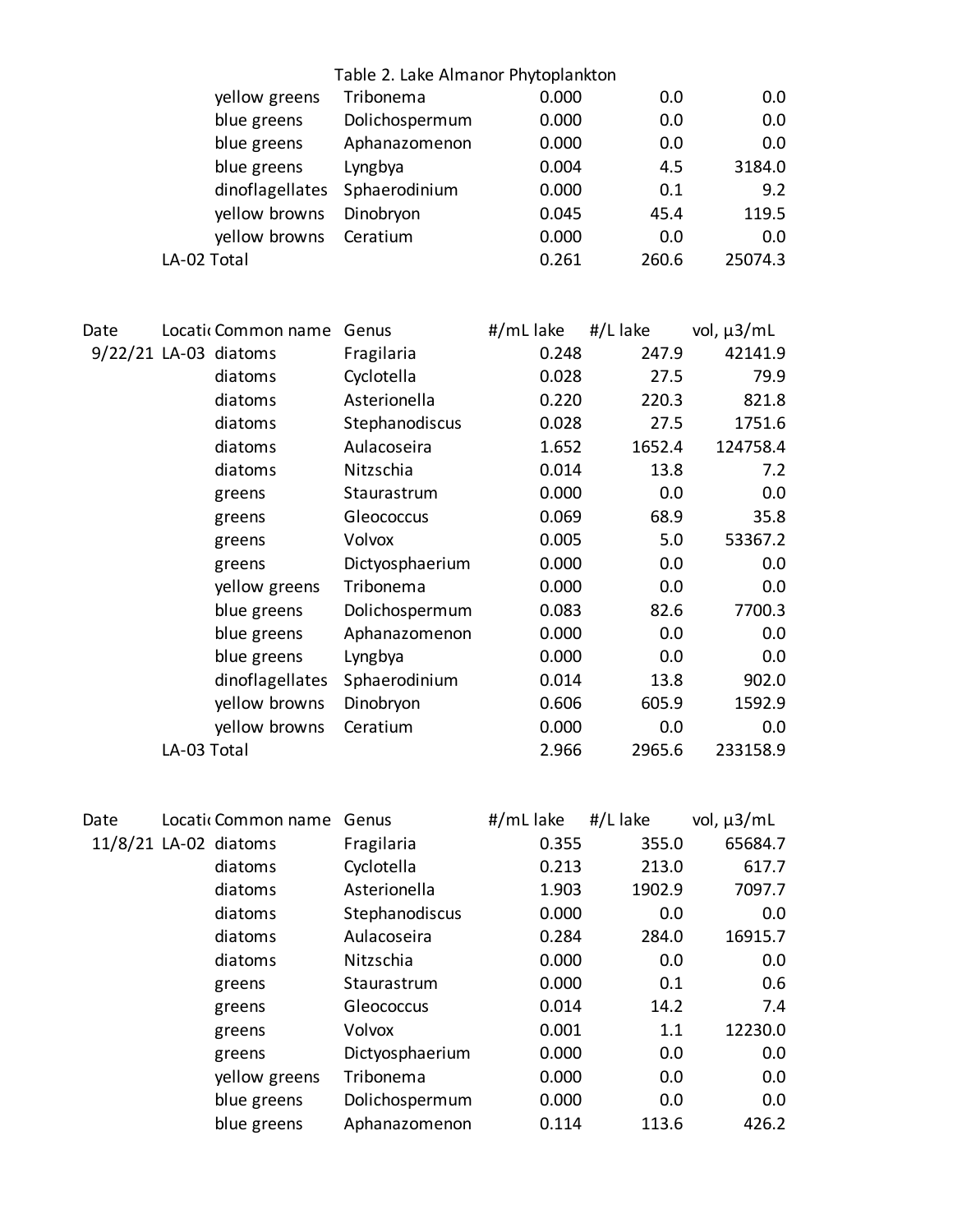Table 2. Lake Almanor Phytoplankton

| Date | Location | Common name | Genus | #/mL lake | #/L lake | vol, µ3/mL |
|---|---|---|---|---|---|---|
| | | yellow greens | Tribonema | 0.000 | 0.0 | 0.0 |
| | | blue greens | Dolichospermum | 0.000 | 0.0 | 0.0 |
| | | blue greens | Aphanazomenon | 0.000 | 0.0 | 0.0 |
| | | blue greens | Lyngbya | 0.004 | 4.5 | 3184.0 |
| | | dinoflagellates | Sphaerodinium | 0.000 | 0.1 | 9.2 |
| | | yellow browns | Dinobryon | 0.045 | 45.4 | 119.5 |
| | | yellow browns | Ceratium | 0.000 | 0.0 | 0.0 |
| | LA-02 Total | | | 0.261 | 260.6 | 25074.3 |

| Date | Locatio | Common name | Genus | #/mL lake | #/L lake | vol, µ3/mL |
|---|---|---|---|---|---|---|
| 9/22/21 | LA-03 | diatoms | Fragilaria | 0.248 | 247.9 | 42141.9 |
| | | diatoms | Cyclotella | 0.028 | 27.5 | 79.9 |
| | | diatoms | Asterionella | 0.220 | 220.3 | 821.8 |
| | | diatoms | Stephanodiscus | 0.028 | 27.5 | 1751.6 |
| | | diatoms | Aulacoseira | 1.652 | 1652.4 | 124758.4 |
| | | diatoms | Nitzschia | 0.014 | 13.8 | 7.2 |
| | | greens | Staurastrum | 0.000 | 0.0 | 0.0 |
| | | greens | Gleococcus | 0.069 | 68.9 | 35.8 |
| | | greens | Volvox | 0.005 | 5.0 | 53367.2 |
| | | greens | Dictyosphaerium | 0.000 | 0.0 | 0.0 |
| | | yellow greens | Tribonema | 0.000 | 0.0 | 0.0 |
| | | blue greens | Dolichospermum | 0.083 | 82.6 | 7700.3 |
| | | blue greens | Aphanazomenon | 0.000 | 0.0 | 0.0 |
| | | blue greens | Lyngbya | 0.000 | 0.0 | 0.0 |
| | | dinoflagellates | Sphaerodinium | 0.014 | 13.8 | 902.0 |
| | | yellow browns | Dinobryon | 0.606 | 605.9 | 1592.9 |
| | | yellow browns | Ceratium | 0.000 | 0.0 | 0.0 |
| | LA-03 Total | | | 2.966 | 2965.6 | 233158.9 |

| Date | Locatio | Common name | Genus | #/mL lake | #/L lake | vol, µ3/mL |
|---|---|---|---|---|---|---|
| 11/8/21 | LA-02 | diatoms | Fragilaria | 0.355 | 355.0 | 65684.7 |
| | | diatoms | Cyclotella | 0.213 | 213.0 | 617.7 |
| | | diatoms | Asterionella | 1.903 | 1902.9 | 7097.7 |
| | | diatoms | Stephanodiscus | 0.000 | 0.0 | 0.0 |
| | | diatoms | Aulacoseira | 0.284 | 284.0 | 16915.7 |
| | | diatoms | Nitzschia | 0.000 | 0.0 | 0.0 |
| | | greens | Staurastrum | 0.000 | 0.1 | 0.6 |
| | | greens | Gleococcus | 0.014 | 14.2 | 7.4 |
| | | greens | Volvox | 0.001 | 1.1 | 12230.0 |
| | | greens | Dictyosphaerium | 0.000 | 0.0 | 0.0 |
| | | yellow greens | Tribonema | 0.000 | 0.0 | 0.0 |
| | | blue greens | Dolichospermum | 0.000 | 0.0 | 0.0 |
| | | blue greens | Aphanazomenon | 0.114 | 113.6 | 426.2 |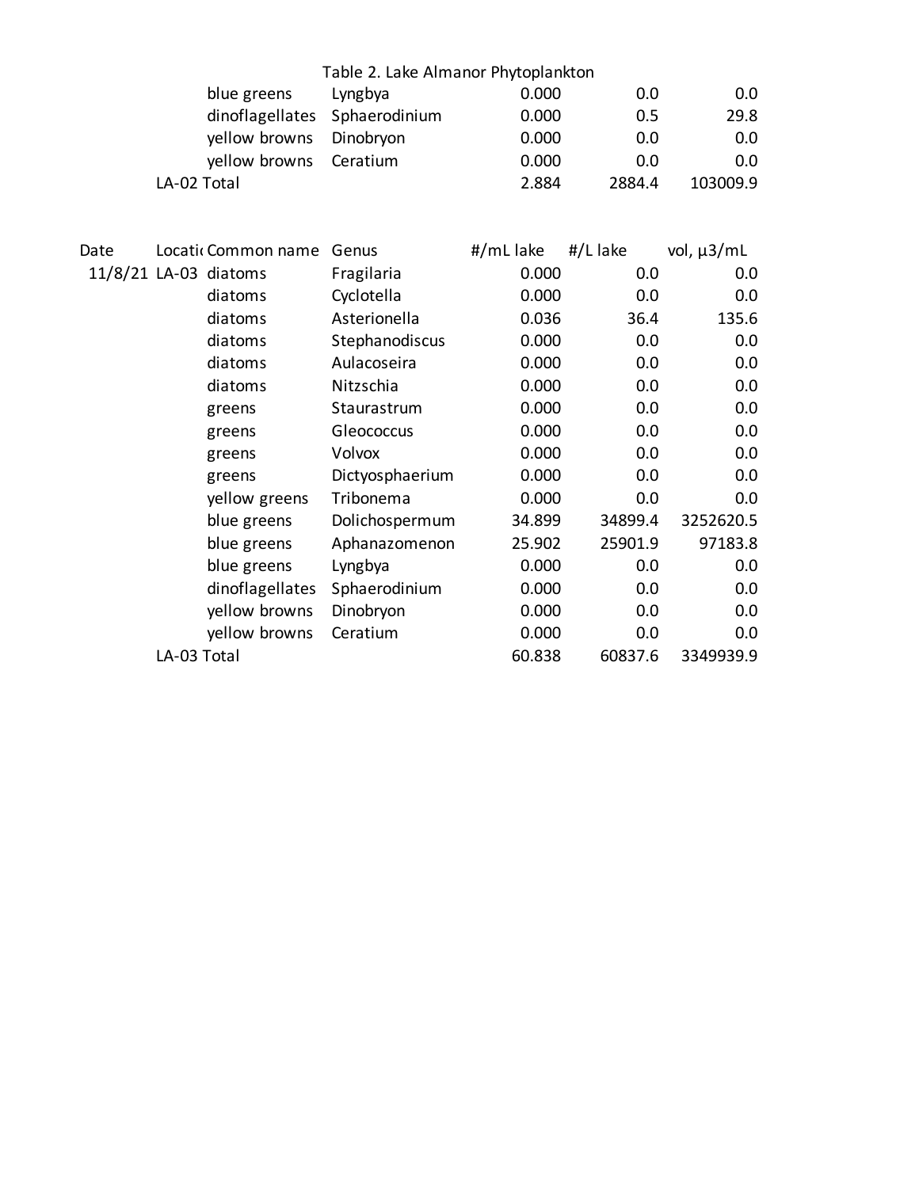Table 2. Lake Almanor Phytoplankton

| | | | | | | |
|---|---|---|---|---|---|---|
| | | blue greens | Lyngbya | 0.000 | 0.0 | 0.0 |
| | | dinoflagellates | Sphaerodinium | 0.000 | 0.5 | 29.8 |
| | | yellow browns | Dinobryon | 0.000 | 0.0 | 0.0 |
| | | yellow browns | Ceratium | 0.000 | 0.0 | 0.0 |
| | LA-02 Total | | | 2.884 | 2884.4 | 103009.9 |

| Date | Locati | Common name | Genus | #/mL lake | #/L lake | vol, µ3/mL |
|---|---|---|---|---|---|---|
| 11/8/21 | LA-03 | diatoms | Fragilaria | 0.000 | 0.0 | 0.0 |
| | | diatoms | Cyclotella | 0.000 | 0.0 | 0.0 |
| | | diatoms | Asterionella | 0.036 | 36.4 | 135.6 |
| | | diatoms | Stephanodiscus | 0.000 | 0.0 | 0.0 |
| | | diatoms | Aulacoseira | 0.000 | 0.0 | 0.0 |
| | | diatoms | Nitzschia | 0.000 | 0.0 | 0.0 |
| | | greens | Staurastrum | 0.000 | 0.0 | 0.0 |
| | | greens | Gleococcus | 0.000 | 0.0 | 0.0 |
| | | greens | Volvox | 0.000 | 0.0 | 0.0 |
| | | greens | Dictyosphaerium | 0.000 | 0.0 | 0.0 |
| | | yellow greens | Tribonema | 0.000 | 0.0 | 0.0 |
| | | blue greens | Dolichospermum | 34.899 | 34899.4 | 3252620.5 |
| | | blue greens | Aphanazomenon | 25.902 | 25901.9 | 97183.8 |
| | | blue greens | Lyngbya | 0.000 | 0.0 | 0.0 |
| | | dinoflagellates | Sphaerodinium | 0.000 | 0.0 | 0.0 |
| | | yellow browns | Dinobryon | 0.000 | 0.0 | 0.0 |
| | | yellow browns | Ceratium | 0.000 | 0.0 | 0.0 |
| | LA-03 Total | | | 60.838 | 60837.6 | 3349939.9 |